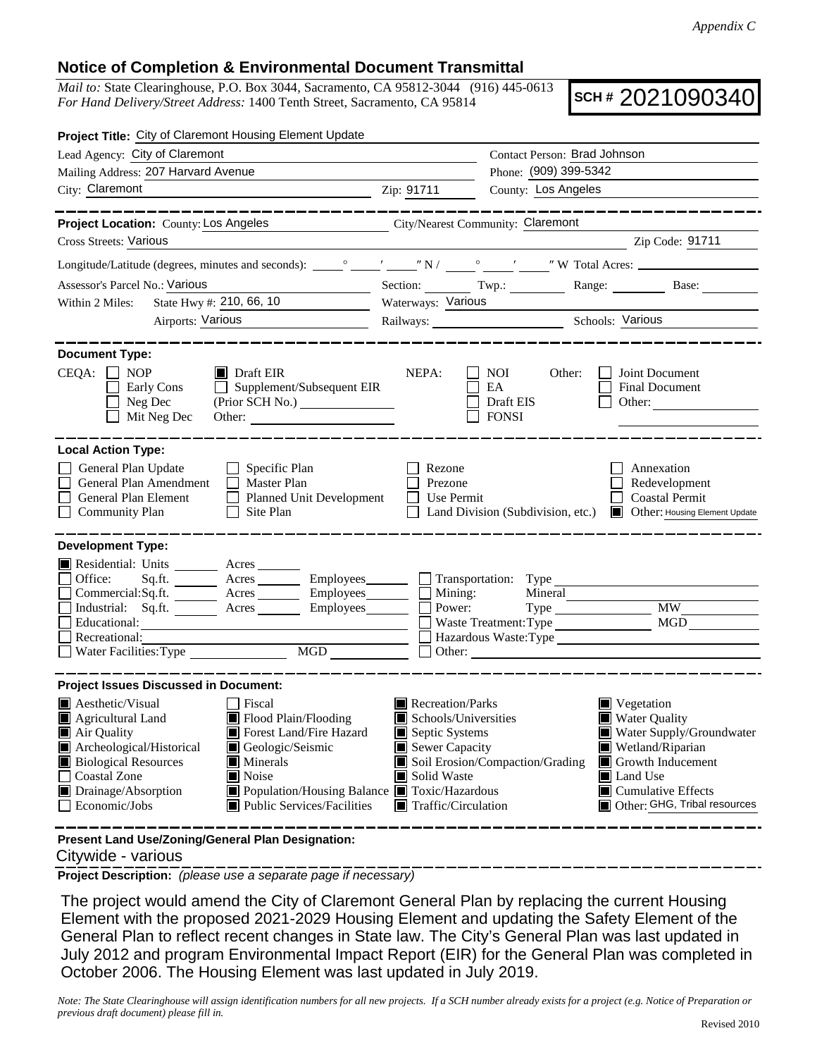*Appendix C*

## Notice of Completion & Environmental Document Transmittal

*Mail to:* State Clearinghouse, P.O. Box 3044, Sacramento, CA 95812-3044 (916) 445-0613
*For Hand Delivery/Street Address:* 1400 Tenth Street, Sacramento, CA 95814

**SCH #** 2021090340

**Project Title:** City of Claremont Housing Element Update

Lead Agency: City of Claremont
Contact Person: Brad Johnson
Mailing Address: 207 Harvard Avenue
Phone: (909) 399-5342
City: Claremont
Zip: 91711
County: Los Angeles

**Project Location:** County: Los Angeles
City/Nearest Community: Claremont
Cross Streets: Various
Zip Code: 91711

Longitude/Latitude (degrees, minutes and seconds): \_\_\_° \_\_\_′ \_\_\_″ N / \_\_\_° \_\_\_′ \_\_\_″ W Total Acres: \_\_\_

Assessor's Parcel No.: Various
Section: \_\_\_ Twp.: \_\_\_ Range: \_\_\_ Base: \_\_\_

Within 2 Miles: State Hwy #: 210, 66, 10
Waterways: Various
Airports: Various
Railways: \_\_\_
Schools: Various

**Document Type:**

CEQA:
- ☐ NOP
- ☐ Early Cons
- ☐ Neg Dec
- ☐ Mit Neg Dec
- ☒ Draft EIR
- ☐ Supplement/Subsequent EIR (Prior SCH No.) \_\_\_
- Other: \_\_\_

NEPA:
- ☐ NOI
- ☐ EA
- ☐ Draft EIS
- ☐ FONSI

Other:
- ☐ Joint Document
- ☐ Final Document
- ☐ Other: \_\_\_

**Local Action Type:**

- ☐ General Plan Update
- ☐ General Plan Amendment
- ☐ General Plan Element
- ☐ Community Plan
- ☐ Specific Plan
- ☐ Master Plan
- ☐ Planned Unit Development
- ☐ Site Plan
- ☐ Rezone
- ☐ Prezone
- ☐ Use Permit
- ☐ Land Division (Subdivision, etc.)
- ☐ Annexation
- ☐ Redevelopment
- ☐ Coastal Permit
- ☒ Other: Housing Element Update

**Development Type:**

- ☒ Residential: Units \_\_\_ Acres \_\_\_
- ☐ Office: Sq.ft. \_\_\_ Acres \_\_\_ Employees \_\_\_
- ☐ Commercial: Sq.ft. \_\_\_ Acres \_\_\_ Employees \_\_\_
- ☐ Industrial: Sq.ft. \_\_\_ Acres \_\_\_ Employees \_\_\_
- ☐ Educational: \_\_\_
- ☐ Recreational: \_\_\_
- ☐ Water Facilities: Type \_\_\_ MGD \_\_\_
- ☐ Transportation: Type \_\_\_
- ☐ Mining: Mineral \_\_\_
- ☐ Power: Type \_\_\_ MW \_\_\_
- ☐ Waste Treatment: Type \_\_\_ MGD \_\_\_
- ☐ Hazardous Waste: Type \_\_\_
- ☐ Other: \_\_\_

**Project Issues Discussed in Document:**

- ☒ Aesthetic/Visual
- ☒ Agricultural Land
- ☒ Air Quality
- ☒ Archeological/Historical
- ☒ Biological Resources
- ☐ Coastal Zone
- ☒ Drainage/Absorption
- ☐ Economic/Jobs
- ☐ Fiscal
- ☒ Flood Plain/Flooding
- ☒ Forest Land/Fire Hazard
- ☒ Geologic/Seismic
- ☒ Minerals
- ☒ Noise
- ☒ Population/Housing Balance
- ☒ Public Services/Facilities
- ☒ Recreation/Parks
- ☒ Schools/Universities
- ☒ Septic Systems
- ☒ Sewer Capacity
- ☒ Soil Erosion/Compaction/Grading
- ☒ Solid Waste
- ☒ Toxic/Hazardous
- ☒ Traffic/Circulation
- ☒ Vegetation
- ☒ Water Quality
- ☒ Water Supply/Groundwater
- ☒ Wetland/Riparian
- ☒ Growth Inducement
- ☒ Land Use
- ☒ Cumulative Effects
- ☒ Other: GHG, Tribal resources

**Present Land Use/Zoning/General Plan Designation:**

Citywide - various

**Project Description:** *(please use a separate page if necessary)*

The project would amend the City of Claremont General Plan by replacing the current Housing Element with the proposed 2021-2029 Housing Element and updating the Safety Element of the General Plan to reflect recent changes in State law. The City's General Plan was last updated in July 2012 and program Environmental Impact Report (EIR) for the General Plan was completed in October 2006. The Housing Element was last updated in July 2019.

*Note: The State Clearinghouse will assign identification numbers for all new projects. If a SCH number already exists for a project (e.g. Notice of Preparation or previous draft document) please fill in.*

Revised 2010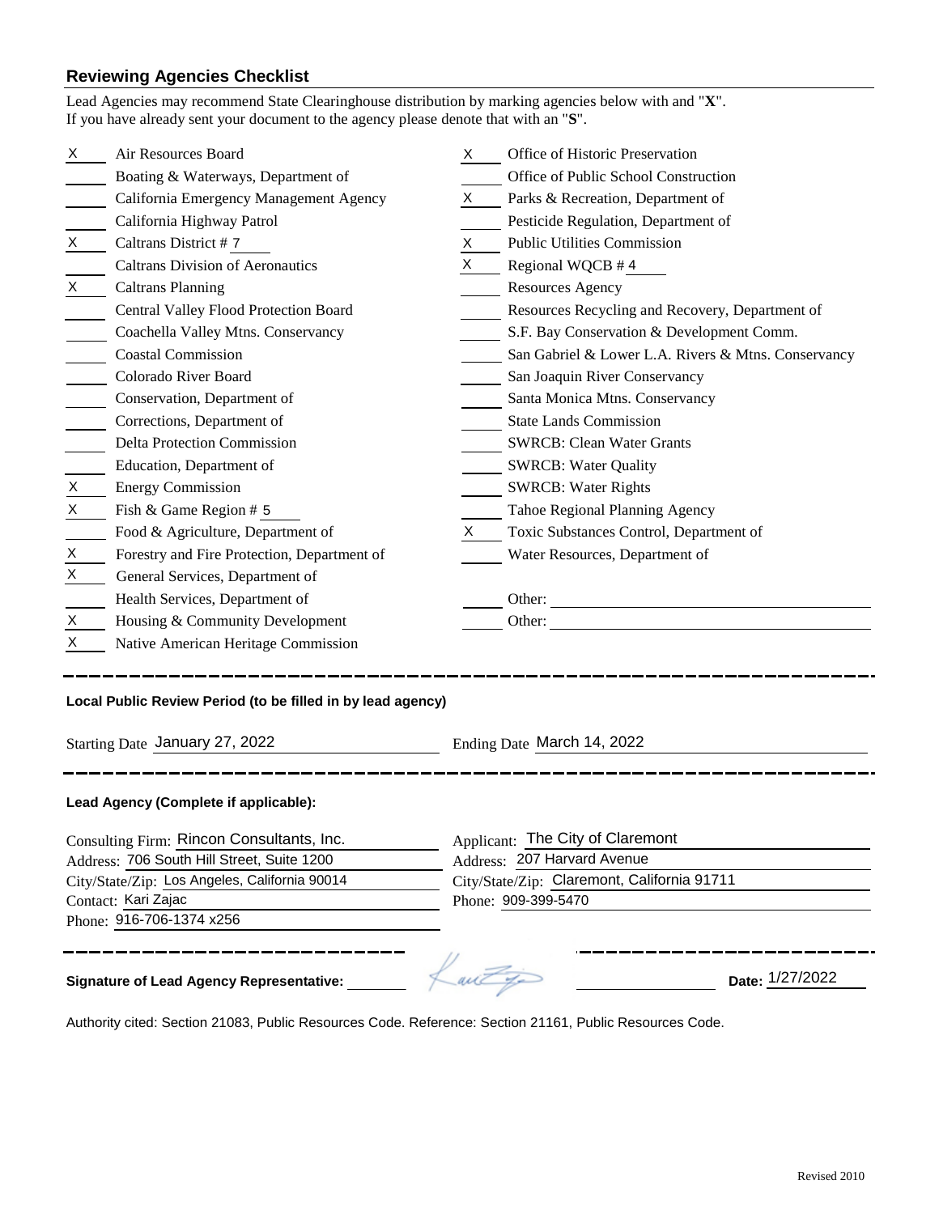## Reviewing Agencies Checklist

Lead Agencies may recommend State Clearinghouse distribution by marking agencies below with and "**X**".
If you have already sent your document to the agency please denote that with an "**S**".

| | | | |
|---|---|---|---|
| X | Air Resources Board | X | Office of Historic Preservation |
| | Boating & Waterways, Department of | | Office of Public School Construction |
| | California Emergency Management Agency | X | Parks & Recreation, Department of |
| | California Highway Patrol | | Pesticide Regulation, Department of |
| X | Caltrans District # 7 | X | Public Utilities Commission |
| | Caltrans Division of Aeronautics | X | Regional WQCB # 4 |
| X | Caltrans Planning | | Resources Agency |
| | Central Valley Flood Protection Board | | Resources Recycling and Recovery, Department of |
| | Coachella Valley Mtns. Conservancy | | S.F. Bay Conservation & Development Comm. |
| | Coastal Commission | | San Gabriel & Lower L.A. Rivers & Mtns. Conservancy |
| | Colorado River Board | | San Joaquin River Conservancy |
| | Conservation, Department of | | Santa Monica Mtns. Conservancy |
| | Corrections, Department of | | State Lands Commission |
| | Delta Protection Commission | | SWRCB: Clean Water Grants |
| | Education, Department of | | SWRCB: Water Quality |
| X | Energy Commission | | SWRCB: Water Rights |
| X | Fish & Game Region # 5 | | Tahoe Regional Planning Agency |
| | Food & Agriculture, Department of | X | Toxic Substances Control, Department of |
| X | Forestry and Fire Protection, Department of | | Water Resources, Department of |
| X | General Services, Department of | | |
| | Health Services, Department of | | Other: |
| X | Housing & Community Development | | Other: |
| X | Native American Heritage Commission | | |

---

**Local Public Review Period (to be filled in by lead agency)**

Starting Date January 27, 2022 Ending Date March 14, 2022

---

**Lead Agency (Complete if applicable):**

Consulting Firm: Rincon Consultants, Inc.
Address: 706 South Hill Street, Suite 1200
City/State/Zip: Los Angeles, California 90014
Contact: Kari Zajac
Phone: 916-706-1374 x256

Applicant: The City of Claremont
Address: 207 Harvard Avenue
City/State/Zip: Claremont, California 91711
Phone: 909-399-5470

---

**Signature of Lead Agency Representative:** [signature] **Date:** 1/27/2022

Authority cited: Section 21083, Public Resources Code. Reference: Section 21161, Public Resources Code.

Revised 2010